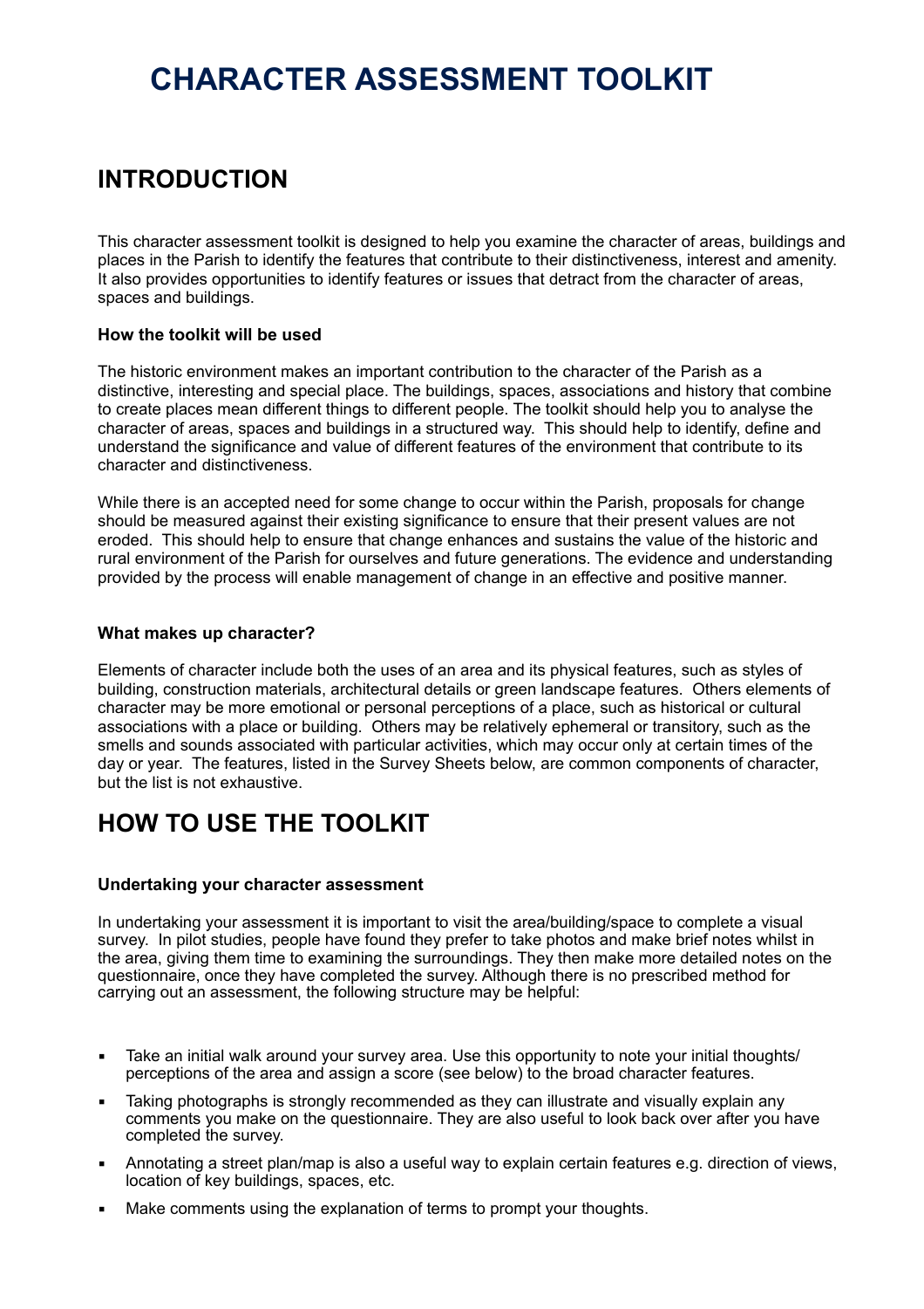# CHARACTER ASSESSMENT TOOLKIT

## INTRODUCTION

This character assessment toolkit is designed to help you examine the character of areas, buildings and places in the Parish to identify the features that contribute to their distinctiveness, interest and amenity. It also provides opportunities to identify features or issues that detract from the character of areas, spaces and buildings.

### How the toolkit will be used

The historic environment makes an important contribution to the character of the Parish as a distinctive, interesting and special place. The buildings, spaces, associations and history that combine to create places mean different things to different people. The toolkit should help you to analyse the character of areas, spaces and buildings in a structured way. This should help to identify, define and understand the significance and value of different features of the environment that contribute to its character and distinctiveness.

While there is an accepted need for some change to occur within the Parish, proposals for change should be measured against their existing significance to ensure that their present values are not eroded. This should help to ensure that change enhances and sustains the value of the historic and rural environment of the Parish for ourselves and future generations. The evidence and understanding provided by the process will enable management of change in an effective and positive manner.

### What makes up character?

Elements of character include both the uses of an area and its physical features, such as styles of building, construction materials, architectural details or green landscape features. Others elements of character may be more emotional or personal perceptions of a place, such as historical or cultural associations with a place or building. Others may be relatively ephemeral or transitory, such as the smells and sounds associated with particular activities, which may occur only at certain times of the day or year. The features, listed in the Survey Sheets below, are common components of character, but the list is not exhaustive.

## HOW TO USE THE TOOLKIT

### Undertaking your character assessment

In undertaking your assessment it is important to visit the area/building/space to complete a visual survey. In pilot studies, people have found they prefer to take photos and make brief notes whilst in the area, giving them time to examining the surroundings. They then make more detailed notes on the questionnaire, once they have completed the survey. Although there is no prescribed method for carrying out an assessment, the following structure may be helpful:

- Take an initial walk around your survey area. Use this opportunity to note your initial thoughts/ perceptions of the area and assign a score (see below) to the broad character features.
- Taking photographs is strongly recommended as they can illustrate and visually explain any comments you make on the questionnaire. They are also useful to look back over after you have completed the survey.
- Annotating a street plan/map is also a useful way to explain certain features e.g. direction of views, location of key buildings, spaces, etc.
- Make comments using the explanation of terms to prompt your thoughts.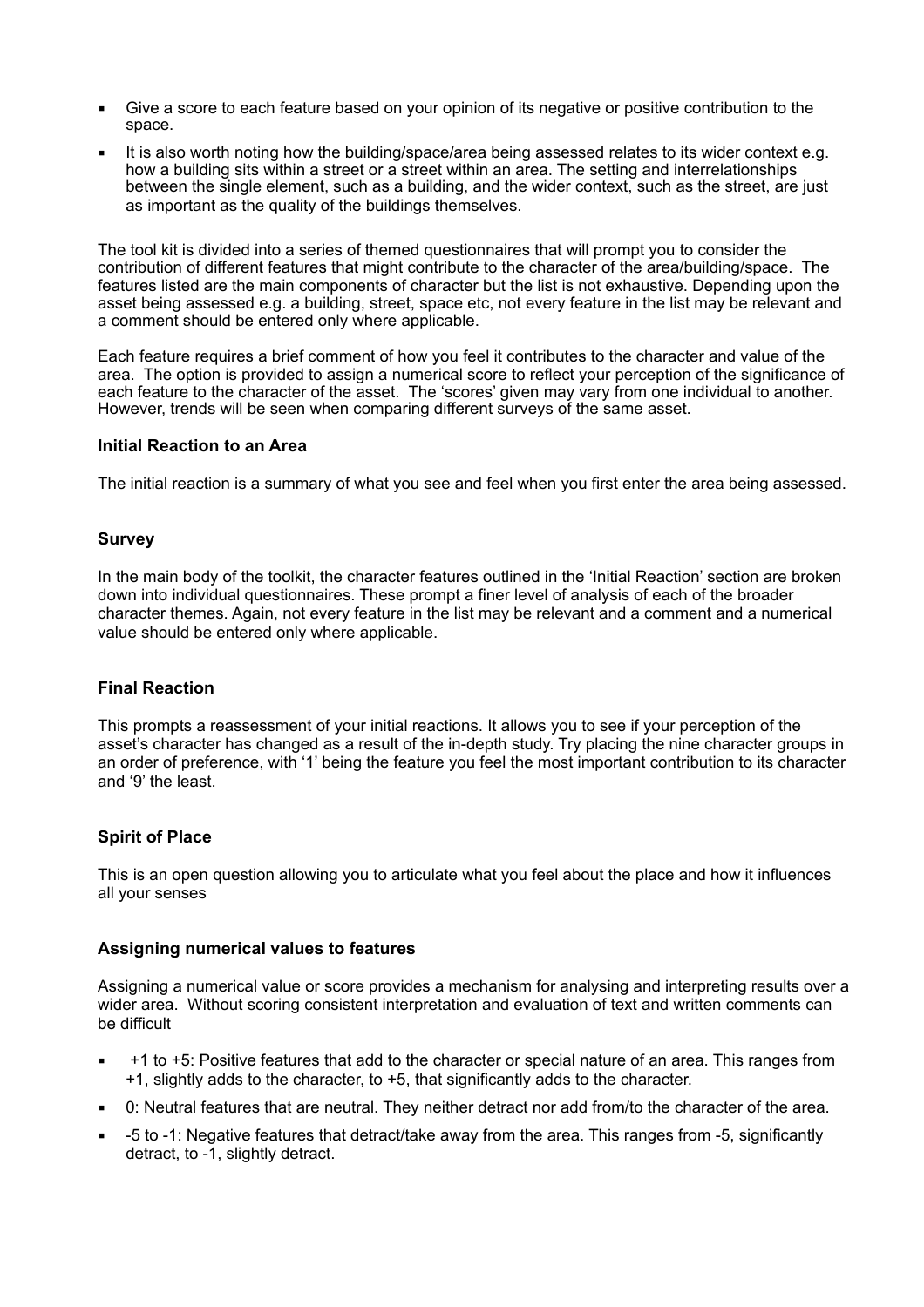- Give a score to each feature based on your opinion of its negative or positive contribution to the space.
- It is also worth noting how the building/space/area being assessed relates to its wider context e.g. how a building sits within a street or a street within an area. The setting and interrelationships between the single element, such as a building, and the wider context, such as the street, are just as important as the quality of the buildings themselves.

The tool kit is divided into a series of themed questionnaires that will prompt you to consider the contribution of different features that might contribute to the character of the area/building/space. The features listed are the main components of character but the list is not exhaustive. Depending upon the asset being assessed e.g. a building, street, space etc, not every feature in the list may be relevant and a comment should be entered only where applicable.

Each feature requires a brief comment of how you feel it contributes to the character and value of the area. The option is provided to assign a numerical score to reflect your perception of the significance of each feature to the character of the asset. The 'scores' given may vary from one individual to another. However, trends will be seen when comparing different surveys of the same asset.

### Initial Reaction to an Area

The initial reaction is a summary of what you see and feel when you first enter the area being assessed.

### Survey

In the main body of the toolkit, the character features outlined in the 'Initial Reaction' section are broken down into individual questionnaires. These prompt a finer level of analysis of each of the broader character themes. Again, not every feature in the list may be relevant and a comment and a numerical value should be entered only where applicable.

### Final Reaction

This prompts a reassessment of your initial reactions. It allows you to see if your perception of the asset's character has changed as a result of the in-depth study. Try placing the nine character groups in an order of preference, with '1' being the feature you feel the most important contribution to its character and '9' the least.

### Spirit of Place

This is an open question allowing you to articulate what you feel about the place and how it influences all your senses

### Assigning numerical values to features

Assigning a numerical value or score provides a mechanism for analysing and interpreting results over a wider area. Without scoring consistent interpretation and evaluation of text and written comments can be difficult

- +1 to +5: Positive features that add to the character or special nature of an area. This ranges from +1, slightly adds to the character, to +5, that significantly adds to the character.
- 0: Neutral features that are neutral. They neither detract nor add from/to the character of the area.
- -5 to -1: Negative features that detract/take away from the area. This ranges from -5, significantly detract, to -1, slightly detract.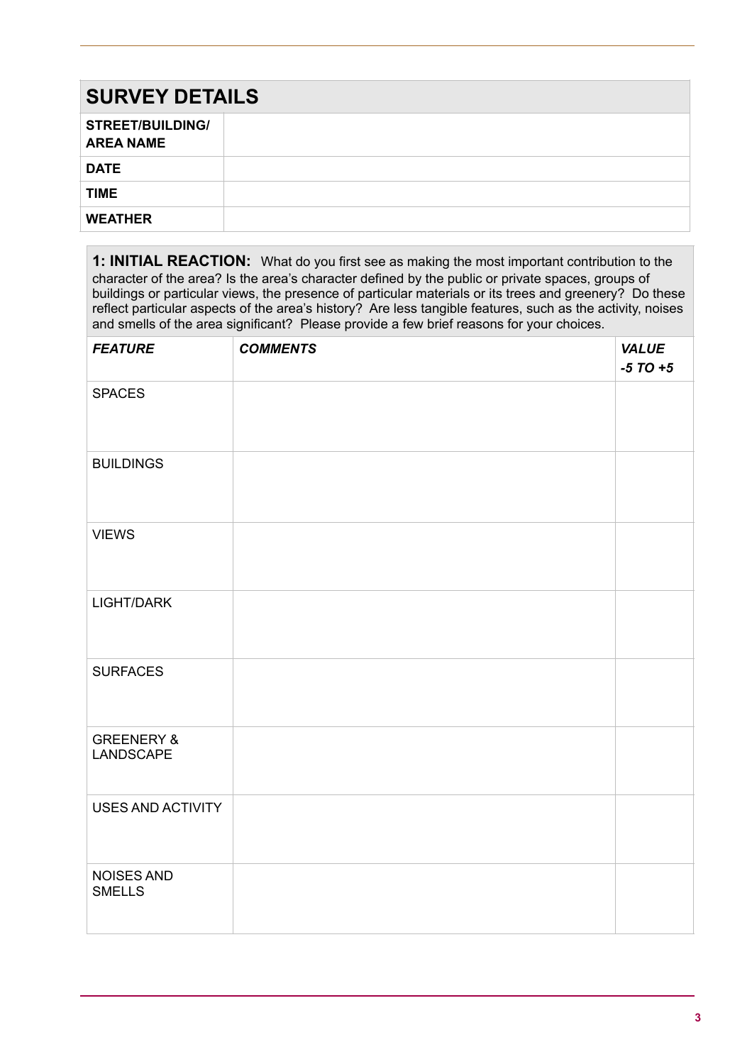## SURVEY DETAILS

| | |
|---|---|
| **STREET/BUILDING/ AREA NAME** | |
| **DATE** | |
| **TIME** | |
| **WEATHER** | |

**1: INITIAL REACTION:** What do you first see as making the most important contribution to the character of the area? Is the area's character defined by the public or private spaces, groups of buildings or particular views, the presence of particular materials or its trees and greenery? Do these reflect particular aspects of the area's history? Are less tangible features, such as the activity, noises and smells of the area significant? Please provide a few brief reasons for your choices.

| ***FEATURE*** | ***COMMENTS*** | ***VALUE -5 TO +5*** |
|---|---|---|
| SPACES | | |
| BUILDINGS | | |
| VIEWS | | |
| LIGHT/DARK | | |
| SURFACES | | |
| GREENERY & LANDSCAPE | | |
| USES AND ACTIVITY | | |
| NOISES AND SMELLS | | |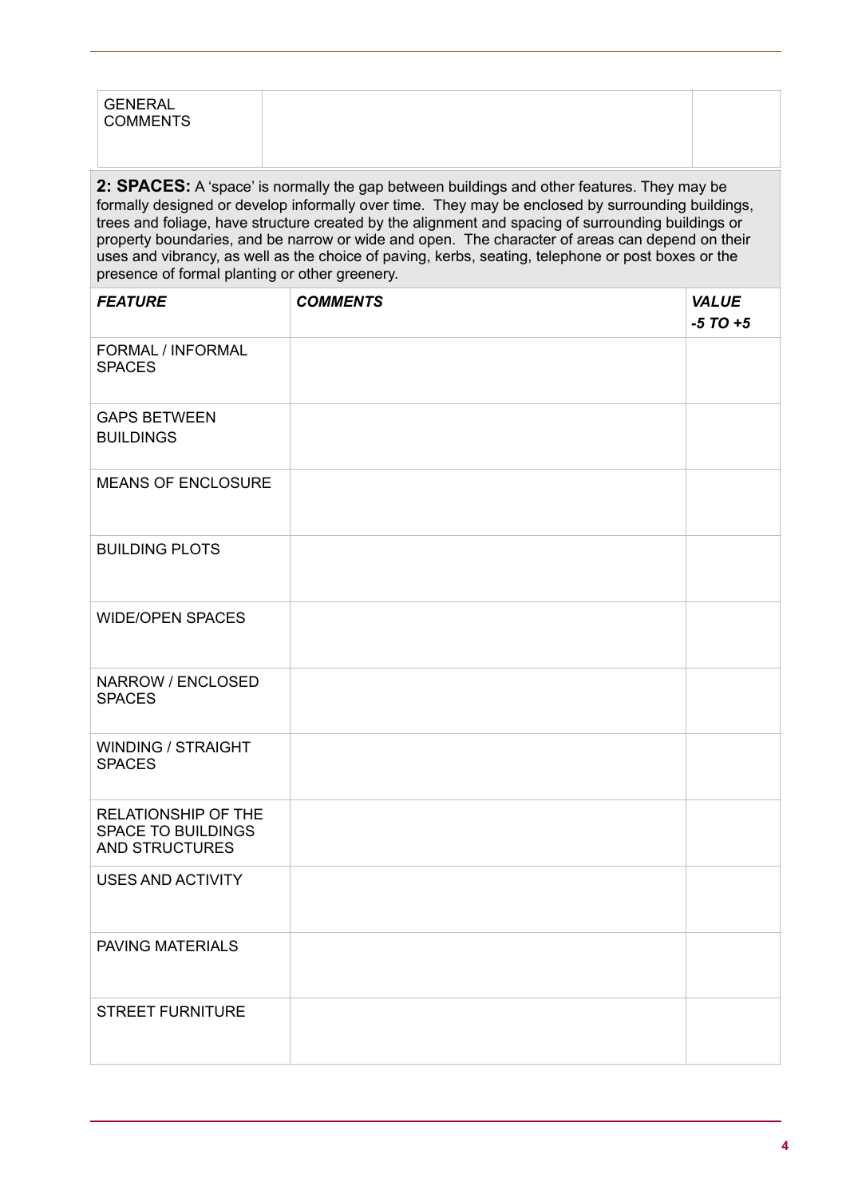| GENERAL COMMENTS | | |
|---|---|---|

**2: SPACES:** A 'space' is normally the gap between buildings and other features. They may be formally designed or develop informally over time. They may be enclosed by surrounding buildings, trees and foliage, have structure created by the alignment and spacing of surrounding buildings or property boundaries, and be narrow or wide and open. The character of areas can depend on their uses and vibrancy, as well as the choice of paving, kerbs, seating, telephone or post boxes or the presence of formal planting or other greenery.

| ***FEATURE*** | ***COMMENTS*** | ***VALUE -5 TO +5*** |
|---|---|---|
| FORMAL / INFORMAL SPACES | | |
| GAPS BETWEEN BUILDINGS | | |
| MEANS OF ENCLOSURE | | |
| BUILDING PLOTS | | |
| WIDE/OPEN SPACES | | |
| NARROW / ENCLOSED SPACES | | |
| WINDING / STRAIGHT SPACES | | |
| RELATIONSHIP OF THE SPACE TO BUILDINGS AND STRUCTURES | | |
| USES AND ACTIVITY | | |
| PAVING MATERIALS | | |
| STREET FURNITURE | | |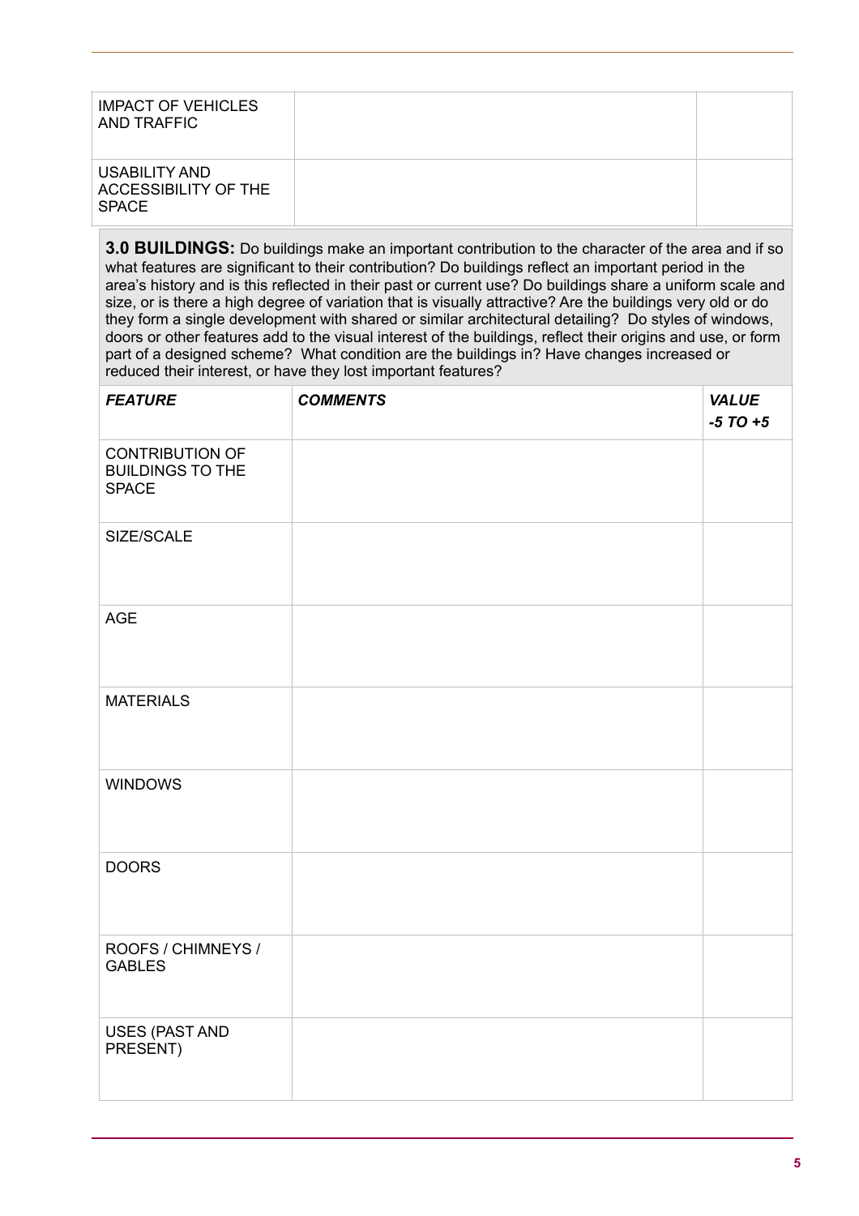| | | |
|---|---|---|
| IMPACT OF VEHICLES AND TRAFFIC | | |
| USABILITY AND ACCESSIBILITY OF THE SPACE | | |

**3.0 BUILDINGS:** Do buildings make an important contribution to the character of the area and if so what features are significant to their contribution? Do buildings reflect an important period in the area's history and is this reflected in their past or current use? Do buildings share a uniform scale and size, or is there a high degree of variation that is visually attractive? Are the buildings very old or do they form a single development with shared or similar architectural detailing? Do styles of windows, doors or other features add to the visual interest of the buildings, reflect their origins and use, or form part of a designed scheme? What condition are the buildings in? Have changes increased or reduced their interest, or have they lost important features?

| ***FEATURE*** | ***COMMENTS*** | ***VALUE -5 TO +5*** |
|---|---|---|
| CONTRIBUTION OF BUILDINGS TO THE SPACE | | |
| SIZE/SCALE | | |
| AGE | | |
| MATERIALS | | |
| WINDOWS | | |
| DOORS | | |
| ROOFS / CHIMNEYS / GABLES | | |
| USES (PAST AND PRESENT) | | |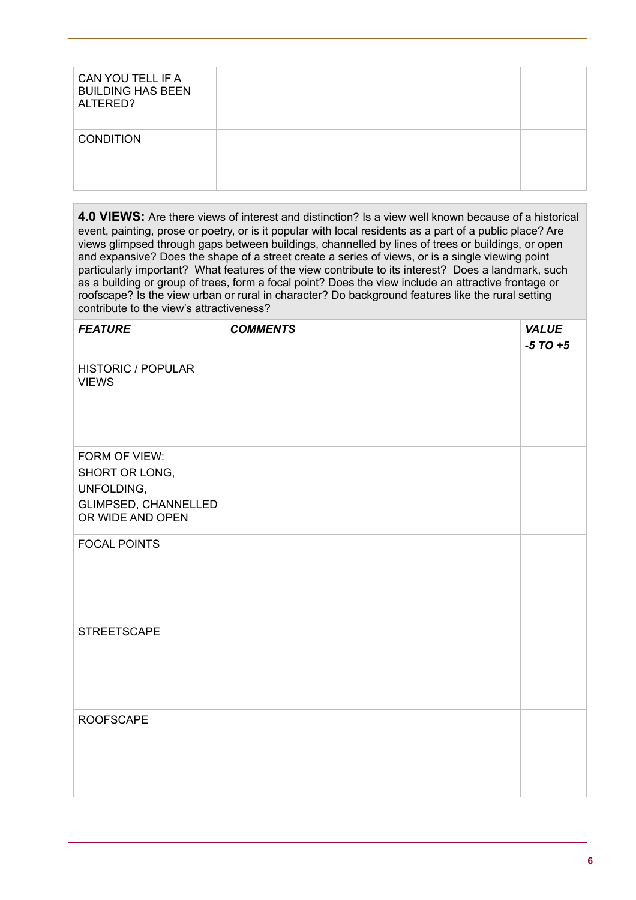| | | |
|---|---|---|
| CAN YOU TELL IF A BUILDING HAS BEEN ALTERED? | | |
| CONDITION | | |

**4.0 VIEWS:** Are there views of interest and distinction? Is a view well known because of a historical event, painting, prose or poetry, or is it popular with local residents as a part of a public place? Are views glimpsed through gaps between buildings, channelled by lines of trees or buildings, or open and expansive? Does the shape of a street create a series of views, or is a single viewing point particularly important? What features of the view contribute to its interest? Does a landmark, such as a building or group of trees, form a focal point? Does the view include an attractive frontage or roofscape? Is the view urban or rural in character? Do background features like the rural setting contribute to the view's attractiveness?

| ***FEATURE*** | ***COMMENTS*** | ***VALUE -5 TO +5*** |
|---|---|---|
| HISTORIC / POPULAR VIEWS | | |
| FORM OF VIEW: SHORT OR LONG, UNFOLDING, GLIMPSED, CHANNELLED OR WIDE AND OPEN | | |
| FOCAL POINTS | | |
| STREETSCAPE | | |
| ROOFSCAPE | | |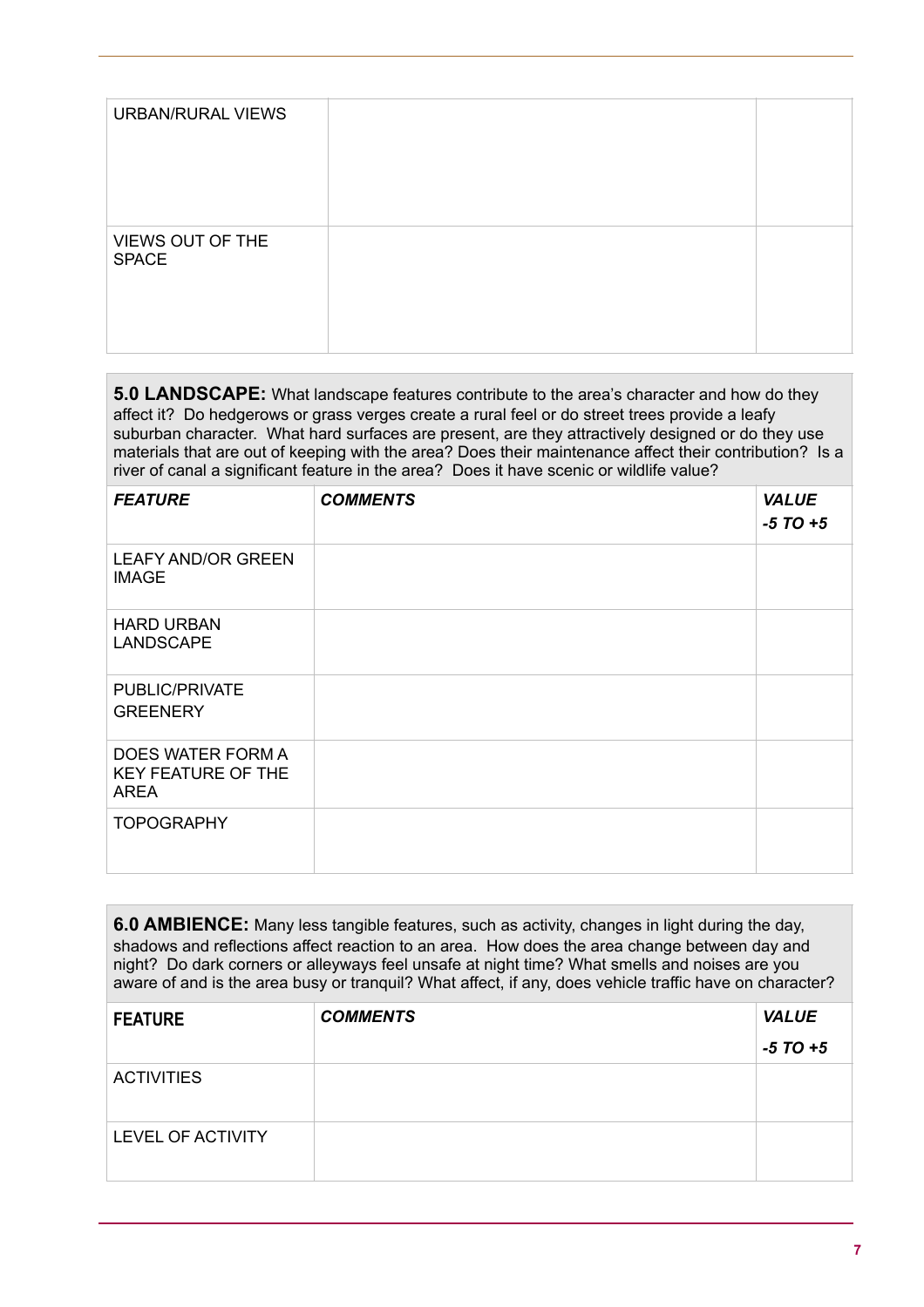| | | |
|---|---|---|
| URBAN/RURAL VIEWS | | |
| VIEWS OUT OF THE SPACE | | |

**5.0 LANDSCAPE:** What landscape features contribute to the area's character and how do they affect it? Do hedgerows or grass verges create a rural feel or do street trees provide a leafy suburban character. What hard surfaces are present, are they attractively designed or do they use materials that are out of keeping with the area? Does their maintenance affect their contribution? Is a river of canal a significant feature in the area? Does it have scenic or wildlife value?

| ***FEATURE*** | ***COMMENTS*** | ***VALUE -5 TO +5*** |
|---|---|---|
| LEAFY AND/OR GREEN IMAGE | | |
| HARD URBAN LANDSCAPE | | |
| PUBLIC/PRIVATE GREENERY | | |
| DOES WATER FORM A KEY FEATURE OF THE AREA | | |
| TOPOGRAPHY | | |

**6.0 AMBIENCE:** Many less tangible features, such as activity, changes in light during the day, shadows and reflections affect reaction to an area. How does the area change between day and night? Do dark corners or alleyways feel unsafe at night time? What smells and noises are you aware of and is the area busy or tranquil? What affect, if any, does vehicle traffic have on character?

| **FEATURE** | ***COMMENTS*** | ***VALUE -5 TO +5*** |
|---|---|---|
| ACTIVITIES | | |
| LEVEL OF ACTIVITY | | |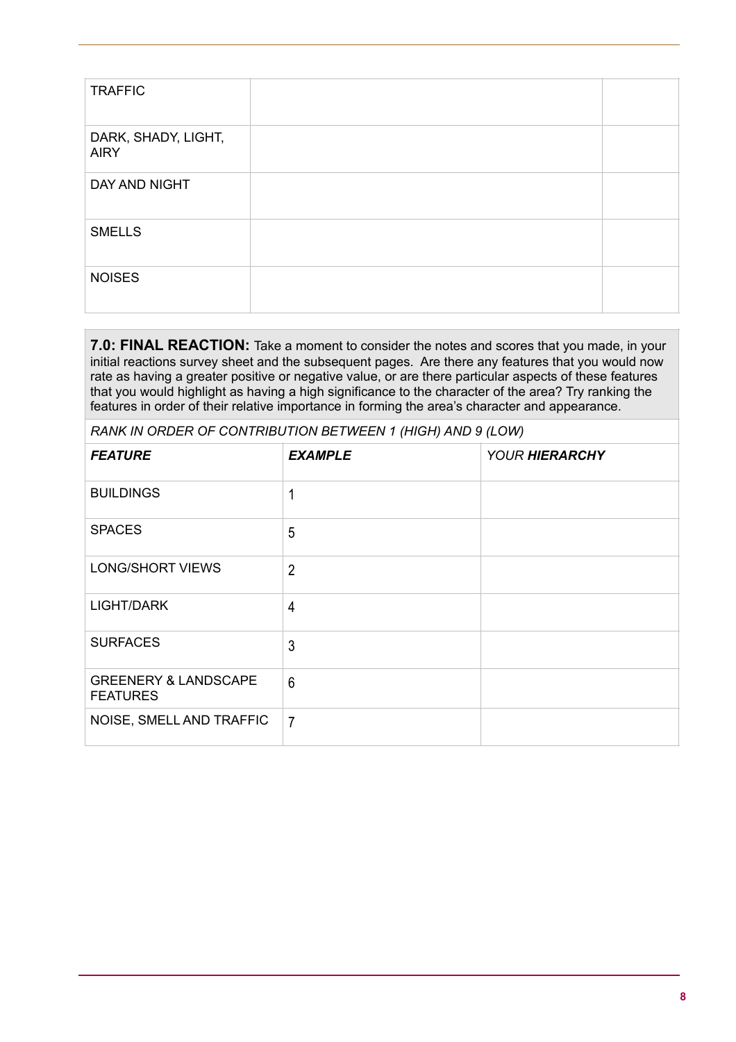| | | |
|---|---|---|
| TRAFFIC | | |
| DARK, SHADY, LIGHT, AIRY | | |
| DAY AND NIGHT | | |
| SMELLS | | |
| NOISES | | |

**7.0: FINAL REACTION:** Take a moment to consider the notes and scores that you made, in your initial reactions survey sheet and the subsequent pages. Are there any features that you would now rate as having a greater positive or negative value, or are there particular aspects of these features that you would highlight as having a high significance to the character of the area? Try ranking the features in order of their relative importance in forming the area's character and appearance.

*RANK IN ORDER OF CONTRIBUTION BETWEEN 1 (HIGH) AND 9 (LOW)*

| ***FEATURE*** | ***EXAMPLE*** | *YOUR **HIERARCHY*** |
|---|---|---|
| BUILDINGS | 1 | |
| SPACES | 5 | |
| LONG/SHORT VIEWS | 2 | |
| LIGHT/DARK | 4 | |
| SURFACES | 3 | |
| GREENERY & LANDSCAPE FEATURES | 6 | |
| NOISE, SMELL AND TRAFFIC | 7 | |